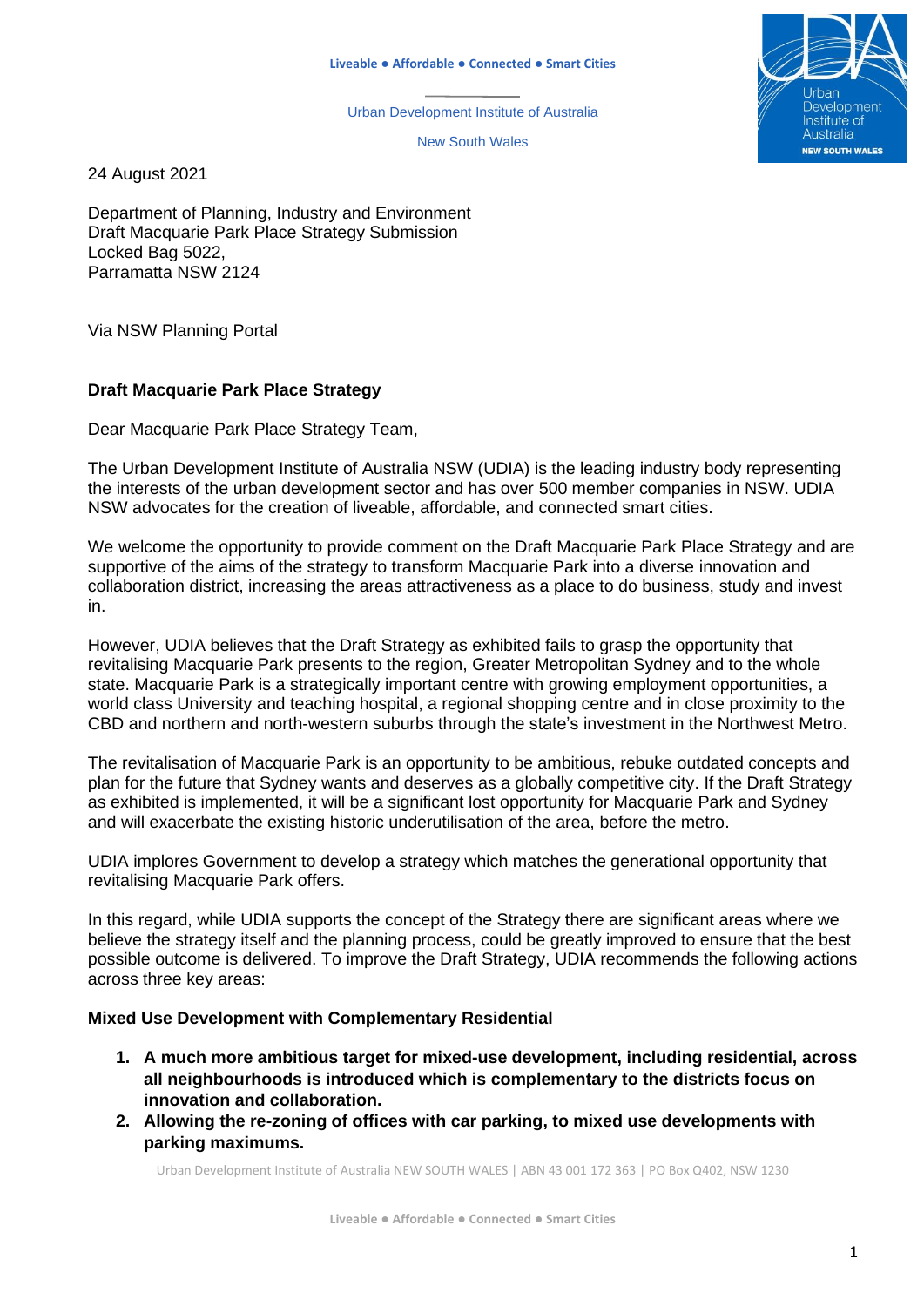Urban Development Institute of Australia

New South Wales

24 August 2021

Department of Planning, Industry and Environment
Draft Macquarie Park Place Strategy Submission
Locked Bag 5022,
Parramatta NSW 2124

Via NSW Planning Portal

**Draft Macquarie Park Place Strategy**

Dear Macquarie Park Place Strategy Team,

The Urban Development Institute of Australia NSW (UDIA) is the leading industry body representing the interests of the urban development sector and has over 500 member companies in NSW. UDIA NSW advocates for the creation of liveable, affordable, and connected smart cities.

We welcome the opportunity to provide comment on the Draft Macquarie Park Place Strategy and are supportive of the aims of the strategy to transform Macquarie Park into a diverse innovation and collaboration district, increasing the areas attractiveness as a place to do business, study and invest in.

However, UDIA believes that the Draft Strategy as exhibited fails to grasp the opportunity that revitalising Macquarie Park presents to the region, Greater Metropolitan Sydney and to the whole state. Macquarie Park is a strategically important centre with growing employment opportunities, a world class University and teaching hospital, a regional shopping centre and in close proximity to the CBD and northern and north-western suburbs through the state's investment in the Northwest Metro.

The revitalisation of Macquarie Park is an opportunity to be ambitious, rebuke outdated concepts and plan for the future that Sydney wants and deserves as a globally competitive city. If the Draft Strategy as exhibited is implemented, it will be a significant lost opportunity for Macquarie Park and Sydney and will exacerbate the existing historic underutilisation of the area, before the metro.

UDIA implores Government to develop a strategy which matches the generational opportunity that revitalising Macquarie Park offers.

In this regard, while UDIA supports the concept of the Strategy there are significant areas where we believe the strategy itself and the planning process, could be greatly improved to ensure that the best possible outcome is delivered. To improve the Draft Strategy, UDIA recommends the following actions across three key areas:

**Mixed Use Development with Complementary Residential**

1. **A much more ambitious target for mixed-use development, including residential, across all neighbourhoods is introduced which is complementary to the districts focus on innovation and collaboration.**
2. **Allowing the re-zoning of offices with car parking, to mixed use developments with parking maximums.**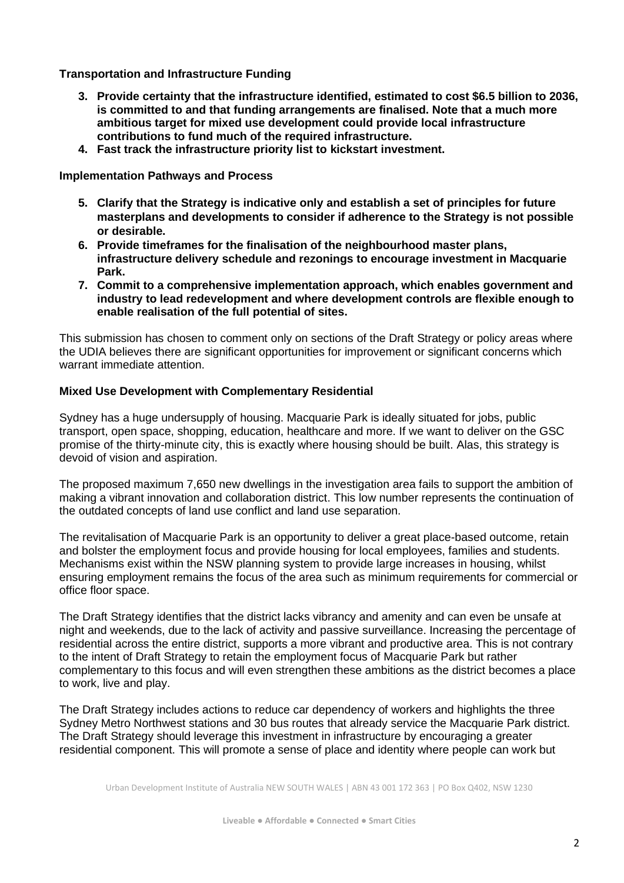**Transportation and Infrastructure Funding**

3. **Provide certainty that the infrastructure identified, estimated to cost $6.5 billion to 2036, is committed to and that funding arrangements are finalised. Note that a much more ambitious target for mixed use development could provide local infrastructure contributions to fund much of the required infrastructure.**
4. **Fast track the infrastructure priority list to kickstart investment.**

**Implementation Pathways and Process**

5. **Clarify that the Strategy is indicative only and establish a set of principles for future masterplans and developments to consider if adherence to the Strategy is not possible or desirable.**
6. **Provide timeframes for the finalisation of the neighbourhood master plans, infrastructure delivery schedule and rezonings to encourage investment in Macquarie Park.**
7. **Commit to a comprehensive implementation approach, which enables government and industry to lead redevelopment and where development controls are flexible enough to enable realisation of the full potential of sites.**

This submission has chosen to comment only on sections of the Draft Strategy or policy areas where the UDIA believes there are significant opportunities for improvement or significant concerns which warrant immediate attention.

**Mixed Use Development with Complementary Residential**

Sydney has a huge undersupply of housing. Macquarie Park is ideally situated for jobs, public transport, open space, shopping, education, healthcare and more. If we want to deliver on the GSC promise of the thirty-minute city, this is exactly where housing should be built. Alas, this strategy is devoid of vision and aspiration.

The proposed maximum 7,650 new dwellings in the investigation area fails to support the ambition of making a vibrant innovation and collaboration district. This low number represents the continuation of the outdated concepts of land use conflict and land use separation.

The revitalisation of Macquarie Park is an opportunity to deliver a great place-based outcome, retain and bolster the employment focus and provide housing for local employees, families and students. Mechanisms exist within the NSW planning system to provide large increases in housing, whilst ensuring employment remains the focus of the area such as minimum requirements for commercial or office floor space.

The Draft Strategy identifies that the district lacks vibrancy and amenity and can even be unsafe at night and weekends, due to the lack of activity and passive surveillance. Increasing the percentage of residential across the entire district, supports a more vibrant and productive area. This is not contrary to the intent of Draft Strategy to retain the employment focus of Macquarie Park but rather complementary to this focus and will even strengthen these ambitions as the district becomes a place to work, live and play.

The Draft Strategy includes actions to reduce car dependency of workers and highlights the three Sydney Metro Northwest stations and 30 bus routes that already service the Macquarie Park district. The Draft Strategy should leverage this investment in infrastructure by encouraging a greater residential component. This will promote a sense of place and identity where people can work but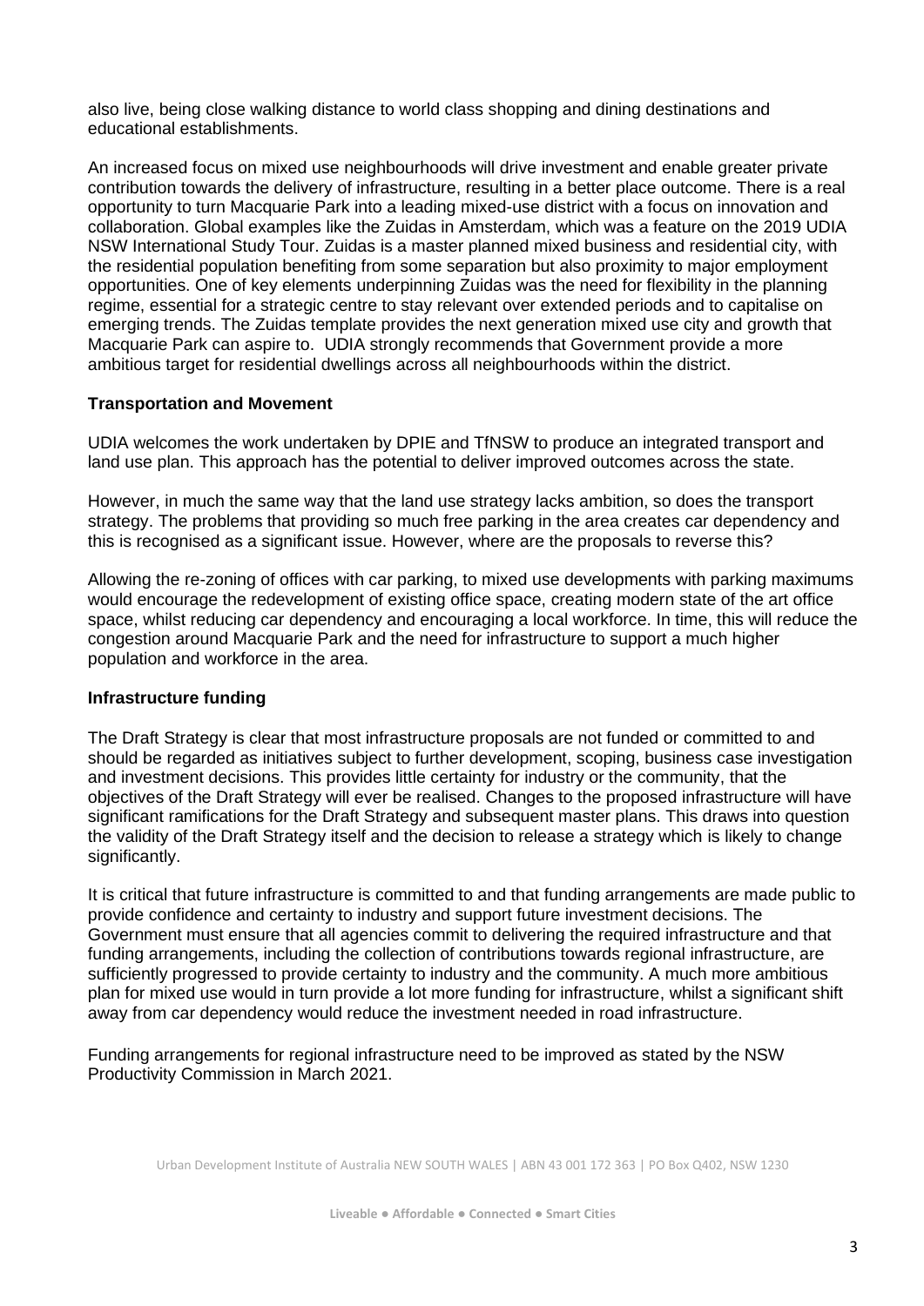also live, being close walking distance to world class shopping and dining destinations and educational establishments.

An increased focus on mixed use neighbourhoods will drive investment and enable greater private contribution towards the delivery of infrastructure, resulting in a better place outcome. There is a real opportunity to turn Macquarie Park into a leading mixed-use district with a focus on innovation and collaboration. Global examples like the Zuidas in Amsterdam, which was a feature on the 2019 UDIA NSW International Study Tour. Zuidas is a master planned mixed business and residential city, with the residential population benefiting from some separation but also proximity to major employment opportunities. One of key elements underpinning Zuidas was the need for flexibility in the planning regime, essential for a strategic centre to stay relevant over extended periods and to capitalise on emerging trends. The Zuidas template provides the next generation mixed use city and growth that Macquarie Park can aspire to. UDIA strongly recommends that Government provide a more ambitious target for residential dwellings across all neighbourhoods within the district.

**Transportation and Movement**

UDIA welcomes the work undertaken by DPIE and TfNSW to produce an integrated transport and land use plan. This approach has the potential to deliver improved outcomes across the state.

However, in much the same way that the land use strategy lacks ambition, so does the transport strategy. The problems that providing so much free parking in the area creates car dependency and this is recognised as a significant issue. However, where are the proposals to reverse this?

Allowing the re-zoning of offices with car parking, to mixed use developments with parking maximums would encourage the redevelopment of existing office space, creating modern state of the art office space, whilst reducing car dependency and encouraging a local workforce. In time, this will reduce the congestion around Macquarie Park and the need for infrastructure to support a much higher population and workforce in the area.

**Infrastructure funding**

The Draft Strategy is clear that most infrastructure proposals are not funded or committed to and should be regarded as initiatives subject to further development, scoping, business case investigation and investment decisions. This provides little certainty for industry or the community, that the objectives of the Draft Strategy will ever be realised. Changes to the proposed infrastructure will have significant ramifications for the Draft Strategy and subsequent master plans. This draws into question the validity of the Draft Strategy itself and the decision to release a strategy which is likely to change significantly.

It is critical that future infrastructure is committed to and that funding arrangements are made public to provide confidence and certainty to industry and support future investment decisions. The Government must ensure that all agencies commit to delivering the required infrastructure and that funding arrangements, including the collection of contributions towards regional infrastructure, are sufficiently progressed to provide certainty to industry and the community. A much more ambitious plan for mixed use would in turn provide a lot more funding for infrastructure, whilst a significant shift away from car dependency would reduce the investment needed in road infrastructure.

Funding arrangements for regional infrastructure need to be improved as stated by the NSW Productivity Commission in March 2021.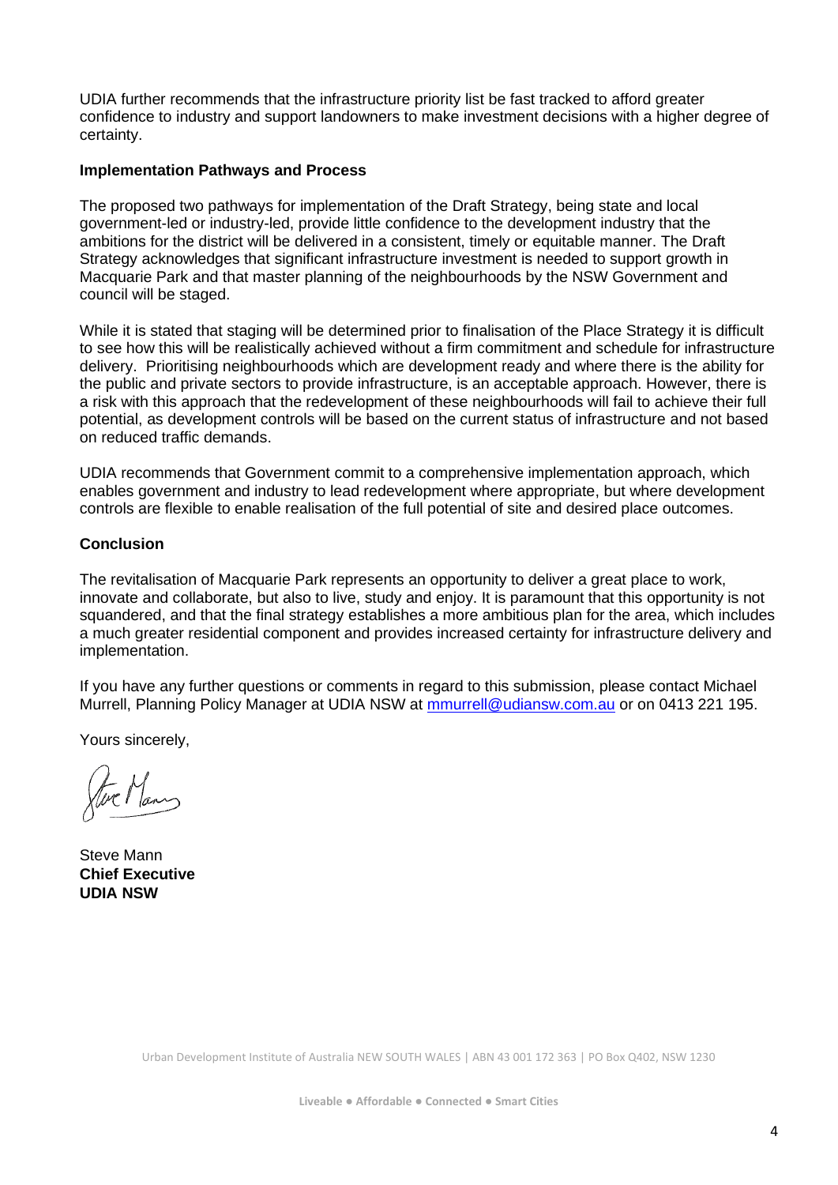UDIA further recommends that the infrastructure priority list be fast tracked to afford greater confidence to industry and support landowners to make investment decisions with a higher degree of certainty.

**Implementation Pathways and Process**

The proposed two pathways for implementation of the Draft Strategy, being state and local government-led or industry-led, provide little confidence to the development industry that the ambitions for the district will be delivered in a consistent, timely or equitable manner. The Draft Strategy acknowledges that significant infrastructure investment is needed to support growth in Macquarie Park and that master planning of the neighbourhoods by the NSW Government and council will be staged.

While it is stated that staging will be determined prior to finalisation of the Place Strategy it is difficult to see how this will be realistically achieved without a firm commitment and schedule for infrastructure delivery. Prioritising neighbourhoods which are development ready and where there is the ability for the public and private sectors to provide infrastructure, is an acceptable approach. However, there is a risk with this approach that the redevelopment of these neighbourhoods will fail to achieve their full potential, as development controls will be based on the current status of infrastructure and not based on reduced traffic demands.

UDIA recommends that Government commit to a comprehensive implementation approach, which enables government and industry to lead redevelopment where appropriate, but where development controls are flexible to enable realisation of the full potential of site and desired place outcomes.

**Conclusion**

The revitalisation of Macquarie Park represents an opportunity to deliver a great place to work, innovate and collaborate, but also to live, study and enjoy. It is paramount that this opportunity is not squandered, and that the final strategy establishes a more ambitious plan for the area, which includes a much greater residential component and provides increased certainty for infrastructure delivery and implementation.

If you have any further questions or comments in regard to this submission, please contact Michael Murrell, Planning Policy Manager at UDIA NSW at mmurrell@udiansw.com.au or on 0413 221 195.

Yours sincerely,

Steve Mann
**Chief Executive**
**UDIA NSW**

Urban Development Institute of Australia NEW SOUTH WALES | ABN 43 001 172 363 | PO Box Q402, NSW 1230

**Liveable ● Affordable ● Connected ● Smart Cities**